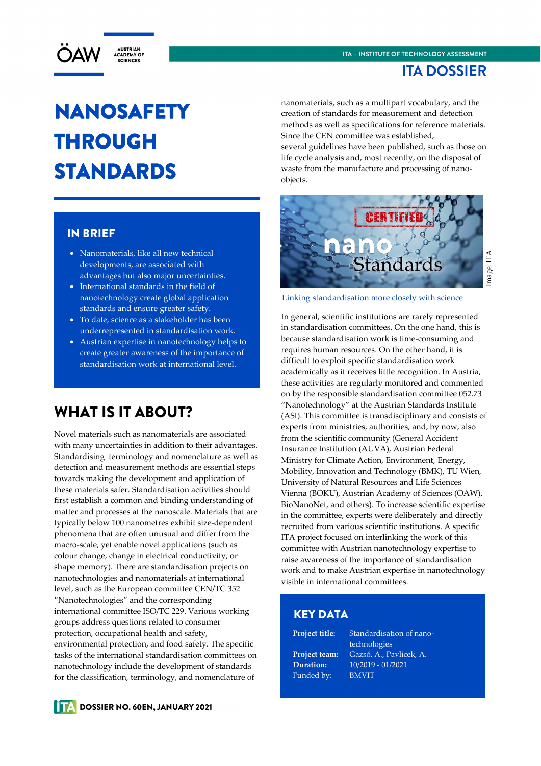# NANOSAFETY THROUGH STANDARDS

## IN BRIEF

- Nanomaterials, like all new technical developments, are associated with advantages but also major uncertainties.
- International standards in the field of nanotechnology create global application standards and ensure greater safety.
- To date, science as a stakeholder has been underrepresented in standardisation work.
- Austrian expertise in nanotechnology helps to create greater awareness of the importance of standardisation work at international level.

## WHAT IS IT ABOUT?

Novel materials such as nanomaterials are associated with many uncertainties in addition to their advantages. Standardising terminology and nomenclature as well as detection and measurement methods are essential steps towards making the development and application of these materials safer. Standardisation activities should first establish a common and binding understanding of matter and processes at the nanoscale. Materials that are typically below 100 nanometres exhibit size-dependent phenomena that are often unusual and differ from the macro-scale, yet enable novel applications (such as colour change, change in electrical conductivity, or shape memory). There are standardisation projects on nanotechnologies and nanomaterials at international level, such as the European committee CEN/TC 352 "Nanotechnologies" and the corresponding international committee ISO/TC 229. Various working groups address questions related to consumer protection, occupational health and safety, environmental protection, and food safety. The specific tasks of the international standardisation committees on nanotechnology include the development of standards for the classification, terminology, and nomenclature of nanomaterials, such as a multipart vocabulary, and the creation of standards for measurement and detection methods as well as specifications for reference materials. Since the CEN committee was established, several guidelines have been published, such as those on life cycle analysis and, most recently, on the disposal of waste from the manufacture and processing of nano-objects.

Image: ITA

Linking standardisation more closely with science

In general, scientific institutions are rarely represented in standardisation committees. On the one hand, this is because standardisation work is time-consuming and requires human resources. On the other hand, it is difficult to exploit specific standardisation work academically as it receives little recognition. In Austria, these activities are regularly monitored and commented on by the responsible standardisation committee 052.73 "Nanotechnology" at the Austrian Standards Institute (ASI). This committee is transdisciplinary and consists of experts from ministries, authorities, and, by now, also from the scientific community (General Accident Insurance Institution (AUVA), Austrian Federal Ministry for Climate Action, Environment, Energy, Mobility, Innovation and Technology (BMK), TU Wien, University of Natural Resources and Life Sciences Vienna (BOKU), Austrian Academy of Sciences (ÖAW), BioNanoNet, and others). To increase scientific expertise in the committee, experts were deliberately and directly recruited from various scientific institutions. A specific ITA project focused on interlinking the work of this committee with Austrian nanotechnology expertise to raise awareness of the importance of standardisation work and to make Austrian expertise in nanotechnology visible in international committees.

## KEY DATA

| | |
|---|---|
| **Project title:** | Standardisation of nano-technologies |
| **Project team:** | Gazsó, A., Pavlicek, A. |
| **Duration:** | 10/2019 - 01/2021 |
| Funded by: | BMVIT |

DOSSIER NO. 60EN, JANUARY 2021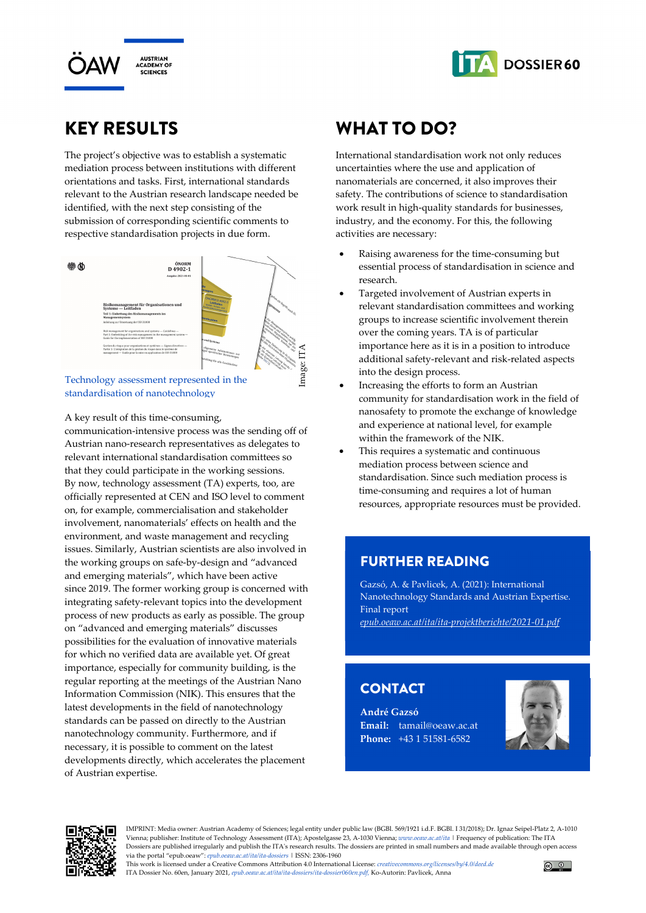## KEY RESULTS

The project's objective was to establish a systematic mediation process between institutions with different orientations and tasks. First, international standards relevant to the Austrian research landscape needed be identified, with the next step consisting of the submission of corresponding scientific comments to respective standardisation projects in due form.

Technology assessment represented in the standardisation of nanotechnology

Image: ITA

A key result of this time-consuming, communication-intensive process was the sending off of Austrian nano-research representatives as delegates to relevant international standardisation committees so that they could participate in the working sessions. By now, technology assessment (TA) experts, too, are officially represented at CEN and ISO level to comment on, for example, commercialisation and stakeholder involvement, nanomaterials' effects on health and the environment, and waste management and recycling issues. Similarly, Austrian scientists are also involved in the working groups on safe-by-design and "advanced and emerging materials", which have been active since 2019. The former working group is concerned with integrating safety-relevant topics into the development process of new products as early as possible. The group on "advanced and emerging materials" discusses possibilities for the evaluation of innovative materials for which no verified data are available yet. Of great importance, especially for community building, is the regular reporting at the meetings of the Austrian Nano Information Commission (NIK). This ensures that the latest developments in the field of nanotechnology standards can be passed on directly to the Austrian nanotechnology community. Furthermore, and if necessary, it is possible to comment on the latest developments directly, which accelerates the placement of Austrian expertise.

## WHAT TO DO?

International standardisation work not only reduces uncertainties where the use and application of nanomaterials are concerned, it also improves their safety. The contributions of science to standardisation work result in high-quality standards for businesses, industry, and the economy. For this, the following activities are necessary:

- Raising awareness for the time-consuming but essential process of standardisation in science and research.
- Targeted involvement of Austrian experts in relevant standardisation committees and working groups to increase scientific involvement therein over the coming years. TA is of particular importance here as it is in a position to introduce additional safety-relevant and risk-related aspects into the design process.
- Increasing the efforts to form an Austrian community for standardisation work in the field of nanosafety to promote the exchange of knowledge and experience at national level, for example within the framework of the NIK.
- This requires a systematic and continuous mediation process between science and standardisation. Since such mediation process is time-consuming and requires a lot of human resources, appropriate resources must be provided.

## FURTHER READING

Gazsó, A. & Pavlicek, A. (2021): International Nanotechnology Standards and Austrian Expertise. Final report
*epub.oeaw.ac.at/ita/ita-projektberichte/2021-01.pdf*

## CONTACT

**André Gazsó**
**Email:** tamail@oeaw.ac.at
**Phone:** +43 1 51581-6582

IMPRINT: Media owner: Austrian Academy of Sciences; legal entity under public law (BGBl. 569/1921 i.d.F. BGBl. I 31/2018); Dr. Ignaz Seipel-Platz 2, A-1010 Vienna; publisher: Institute of Technology Assessment (ITA); Apostelgasse 23, A-1030 Vienna; *www.oeaw.ac.at/ita* | Frequency of publication: The ITA Dossiers are published irregularly and publish the ITA's research results. The dossiers are printed in small numbers and made available through open access via the portal "epub.oeaw": *epub.oeaw.ac.at/ita/ita-dossiers* | ISSN: 2306-1960
This work is licensed under a Creative Commons Attribution 4.0 International License: *creativecommons.org/licenses/by/4.0/deed.de*
ITA Dossier No. 60en, January 2021, *epub.oeaw.ac.at/ita/ita-dossiers/ita-dossier060en.pdf*, Ko-Autorin: Pavlicek, Anna